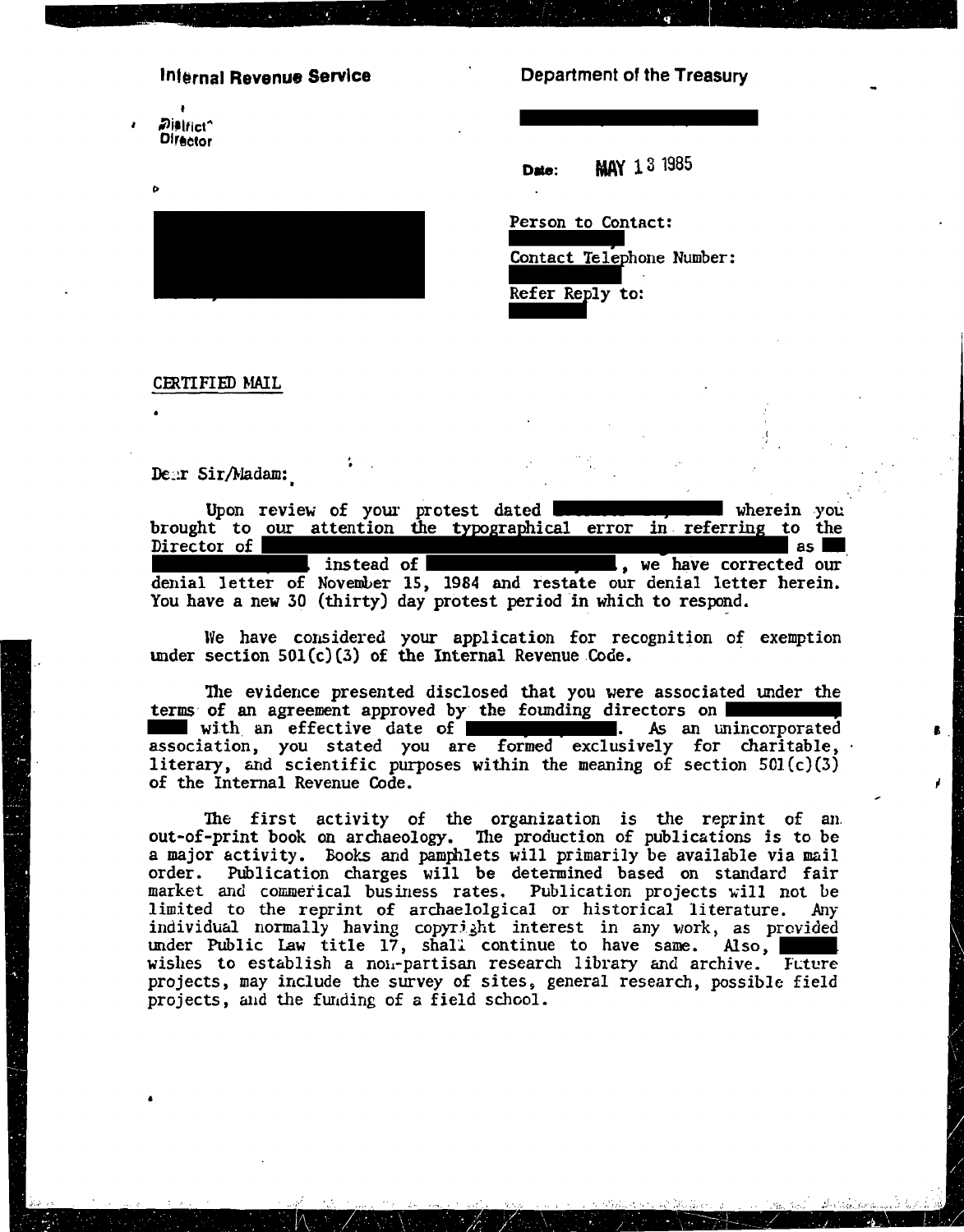**Internal Revenue Service**

District Director

**Department of the Treasury**

Date: MAY 13 1985

Person to Contact:

Contact Telephone Number:

Refer Reply to:

CERTIFIED MAIL

Dear Sir/Madam:

Upon review of your protest dated wherein you brought to our attention the typographical error in referring to the Director of as instead of , we have corrected our denial letter of November 15, 1984 and restate our denial letter herein. You have a new 30 (thirty) day protest period in which to respond.

We have considered your application for recognition of exemption under section 501(c)(3) of the Internal Revenue Code.

The evidence presented disclosed that you were associated under the terms of an agreement approved by the founding directors on with an effective date of . As an unincorporated association, you stated you are formed exclusively for charitable, literary, and scientific purposes within the meaning of section 501(c)(3) of the Internal Revenue Code.

The first activity of the organization is the reprint of an out-of-print book on archaeology. The production of publications is to be a major activity. Books and pamphlets will primarily be available via mail order. Publication charges will be determined based on standard fair market and commerical business rates. Publication projects will not be limited to the reprint of archaelolgical or historical literature. Any individual normally having copyright interest in any work, as provided under Public Law title 17, shall continue to have same. Also, wishes to establish a non-partisan research library and archive. Future projects, may include the survey of sites, general research, possible field projects, and the funding of a field school.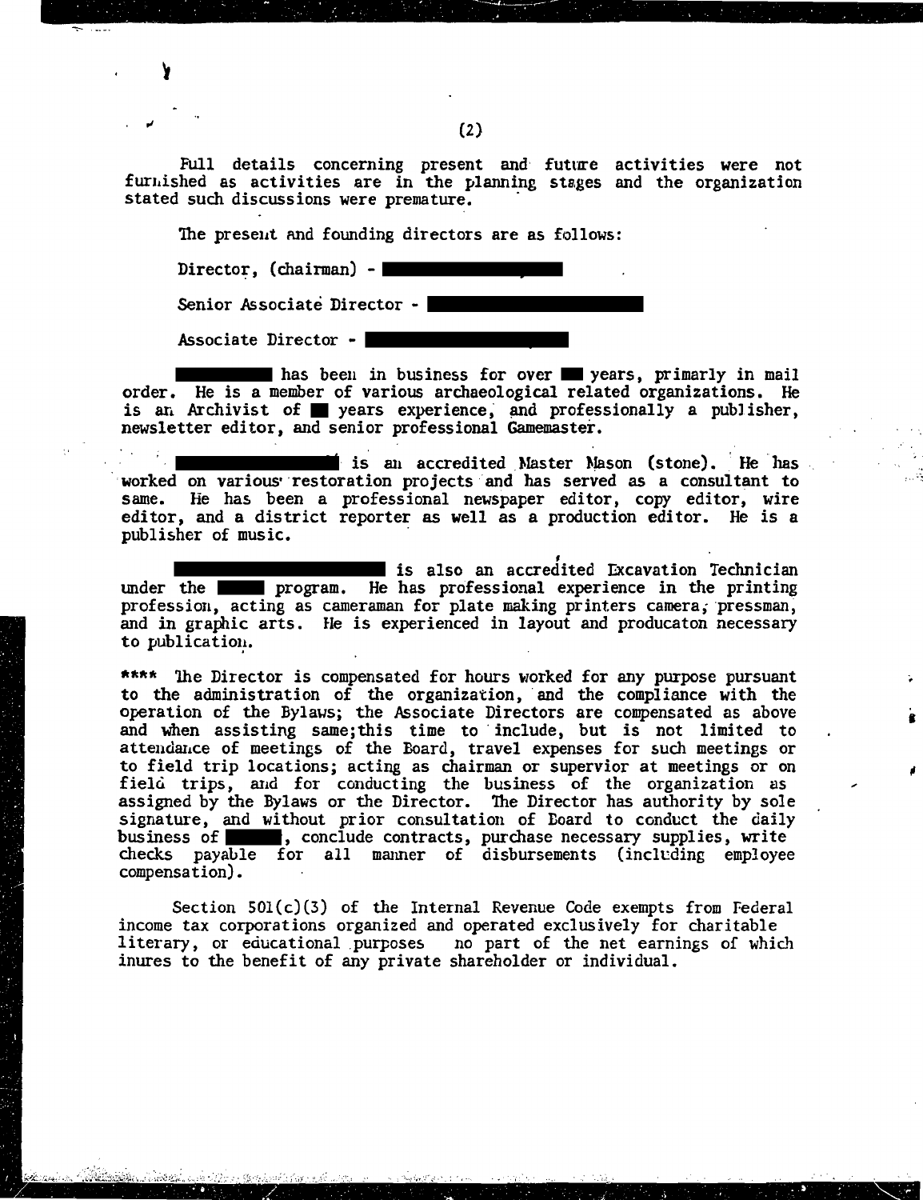Full details concerning present and future activities were not furnished as activities are in the planning stages and the organization stated such discussions were premature.

The present and founding directors are as follows:

Director, (chairman) - ██████████

Senior Associate Director - ██████████

Associate Director - ██████████

██████████ has been in business for over ██ years, primarily in mail order. He is a member of various archaeological related organizations. He is an Archivist of ██ years experience, and professionally a publisher, newsletter editor, and senior professional Gamemaster.

██████████ is an accredited Master Mason (stone). He has worked on various restoration projects and has served as a consultant to same. He has been a professional newspaper editor, copy editor, wire editor, and a district reporter as well as a production editor. He is a publisher of music.

██████████ is also an accredited Excavation Technician under the ██████ program. He has professional experience in the printing profession, acting as cameraman for plate making printers camera, pressman, and in graphic arts. He is experienced in layout and producaton necessary to publication.

**** The Director is compensated for hours worked for any purpose pursuant to the administration of the organization, and the compliance with the operation of the Bylaws; the Associate Directors are compensated as above and when assisting same;this time to include, but is not limited to attendance of meetings of the Board, travel expenses for such meetings or to field trip locations; acting as chairman or supervior at meetings or on field trips, and for conducting the business of the organization as assigned by the Bylaws or the Director. The Director has authority by sole signature, and without prior consultation of Board to conduct the daily business of ██████, conclude contracts, purchase necessary supplies, write checks payable for all manner of disbursements (including employee compensation).

Section 501(c)(3) of the Internal Revenue Code exempts from Federal income tax corporations organized and operated exclusively for charitable literary, or educational purposes no part of the net earnings of which inures to the benefit of any private shareholder or individual.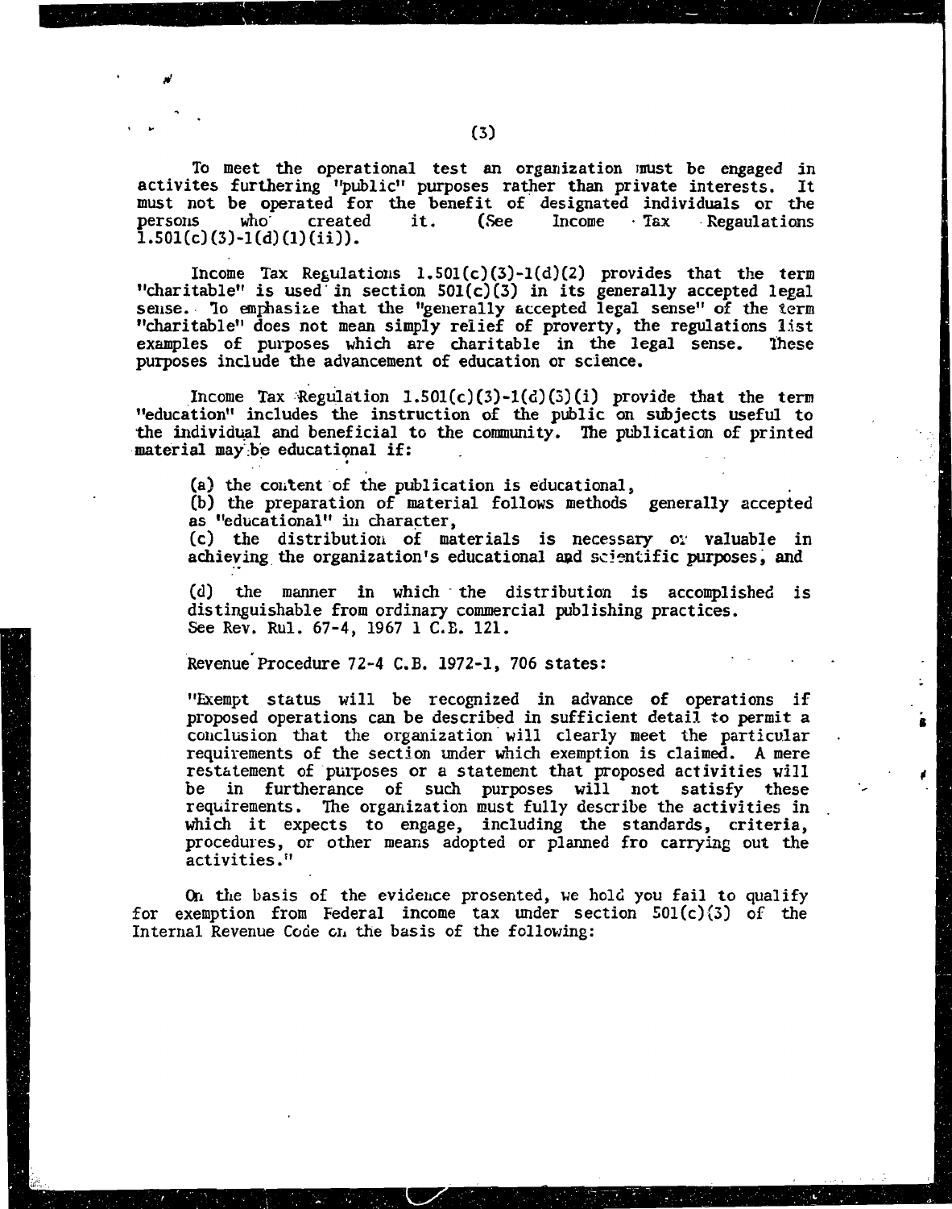To meet the operational test an organization must be engaged in activites furthering "public" purposes rather than private interests. It must not be operated for the benefit of designated individuals or the persons who created it. (See Income Tax Regaulations 1.501(c)(3)-1(d)(1)(ii)).

Income Tax Regulations 1.501(c)(3)-1(d)(2) provides that the term "charitable" is used in section 501(c)(3) in its generally accepted legal sense. To emphasize that the "generally accepted legal sense" of the term "charitable" does not mean simply relief of proverty, the regulations list examples of purposes which are charitable in the legal sense. These purposes include the advancement of education or science.

Income Tax Regulation 1.501(c)(3)-1(d)(3)(i) provide that the term "education" includes the instruction of the public on subjects useful to the individual and beneficial to the community. The publication of printed material may be educational if:

(a) the content of the publication is educational,
(b) the preparation of material follows methods generally accepted as "educational" in character,
(c) the distribution of materials is necessary or valuable in achieving the organization's educational and scientific purposes, and

(d) the manner in which the distribution is accomplished is distinguishable from ordinary commercial publishing practices.
See Rev. Rul. 67-4, 1967 1 C.B. 121.

Revenue Procedure 72-4 C.B. 1972-1, 706 states:

"Exempt status will be recognized in advance of operations if proposed operations can be described in sufficient detail to permit a conclusion that the organization will clearly meet the particular requirements of the section under which exemption is claimed. A mere restatement of purposes or a statement that proposed activities will be in furtherance of such purposes will not satisfy these requirements. The organization must fully describe the activities in which it expects to engage, including the standards, criteria, procedures, or other means adopted or planned fro carrying out the activities."

On the basis of the evidence prosented, we hold you fail to qualify for exemption from Federal income tax under section 501(c)(3) of the Internal Revenue Code on the basis of the following: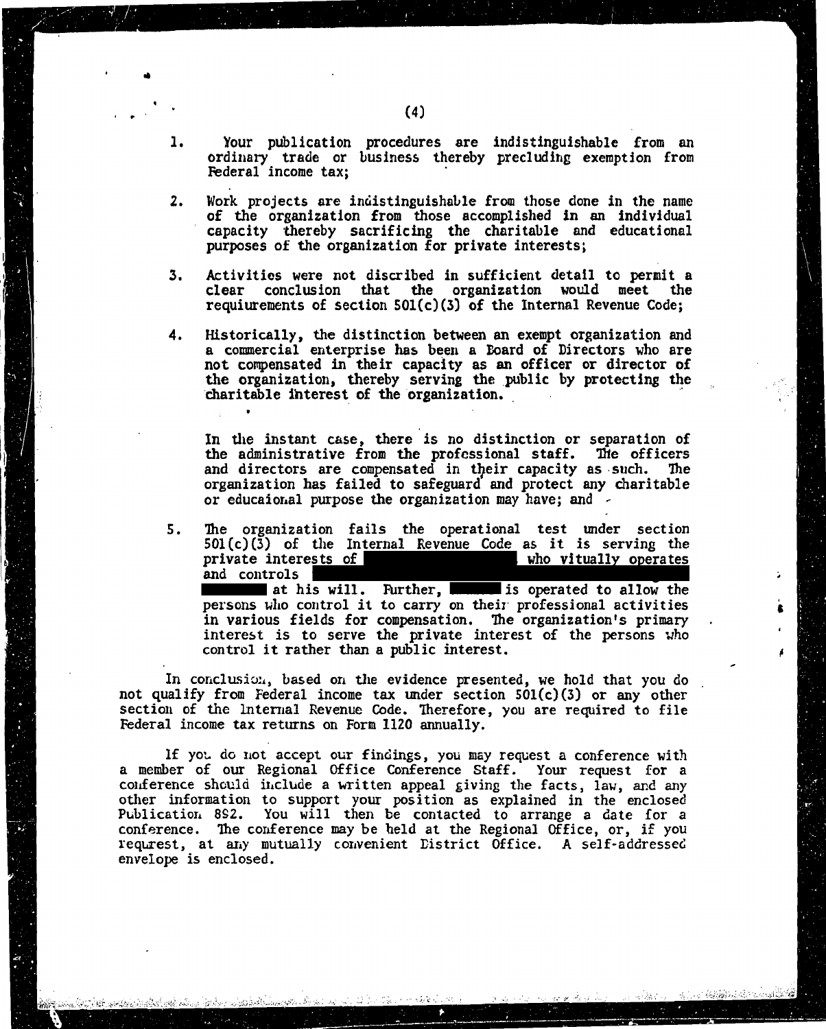1. Your publication procedures are indistinguishable from an ordinary trade or business thereby precluding exemption from Federal income tax;

2. Work projects are indistinguishable from those done in the name of the organization from those accomplished in an individual capacity thereby sacrificing the charitable and educational purposes of the organization for private interests;

3. Activities were not discribed in sufficient detail to permit a clear conclusion that the organization would meet the requiurements of section 501(c)(3) of the Internal Revenue Code;

4. Historically, the distinction between an exempt organization and a commercial enterprise has been a Board of Directors who are not compensated in their capacity as an officer or director of the organization, thereby serving the public by protecting the charitable interest of the organization.

   In the instant case, there is no distinction or separation of the administrative from the professional staff. The officers and directors are compensated in their capacity as such. The organization has failed to safeguard and protect any charitable or educaional purpose the organization may have; and

5. The organization fails the operational test under section 501(c)(3) of the Internal Revenue Code as it is serving the private interests of ███████████ who vitually operates and controls ███████████ at his will. Further, ██████ is operated to allow the persons who control it to carry on their professional activities in various fields for compensation. The organization's primary interest is to serve the private interest of the persons who control it rather than a public interest.

In conclusion, based on the evidence presented, we hold that you do not qualify from Federal income tax under section 501(c)(3) or any other section of the Internal Revenue Code. Therefore, you are required to file Federal income tax returns on Form 1120 annually.

If you do not accept our findings, you may request a conference with a member of our Regional Office Conference Staff. Your request for a conference should include a written appeal giving the facts, law, and any other information to support your position as explained in the enclosed Publication 892. You will then be contacted to arrange a date for a conference. The conference may be held at the Regional Office, or, if you requrest, at any mutually convenient District Office. A self-addressed envelope is enclosed.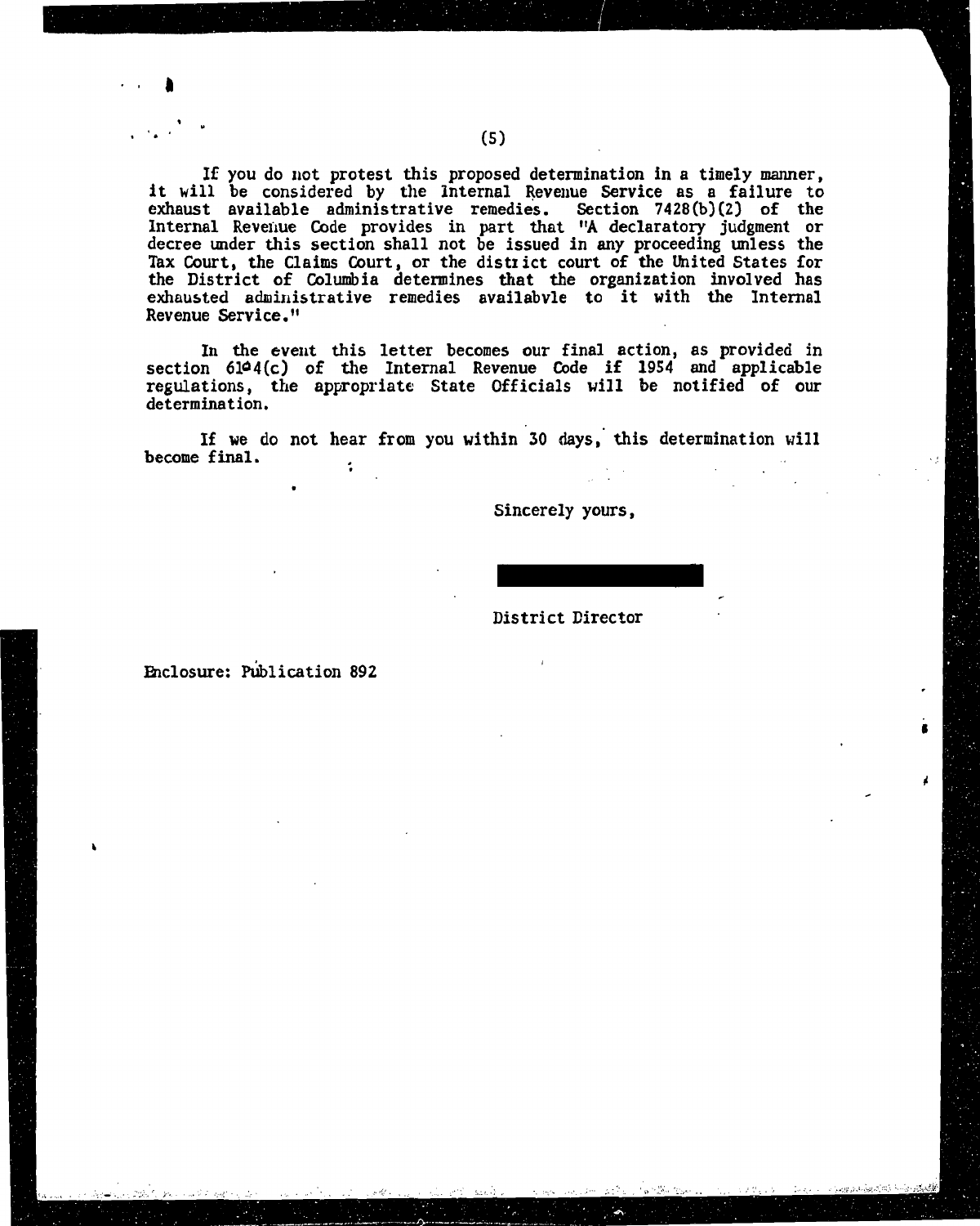If you do not protest this proposed determination in a timely manner, it will be considered by the Internal Revenue Service as a failure to exhaust available administrative remedies. Section 7428(b)(2) of the Internal Revenue Code provides in part that "A declaratory judgment or decree under this section shall not be issued in any proceeding unless the Tax Court, the Claims Court, or the district court of the United States for the District of Columbia determines that the organization involved has exhausted administrative remedies availabvle to it with the Internal Revenue Service."

In the event this letter becomes our final action, as provided in section 6104(c) of the Internal Revenue Code if 1954 and applicable regulations, the appropriate State Officials will be notified of our determination.

If we do not hear from you within 30 days, this determination will become final.

Sincerely yours,

District Director

Enclosure: Publication 892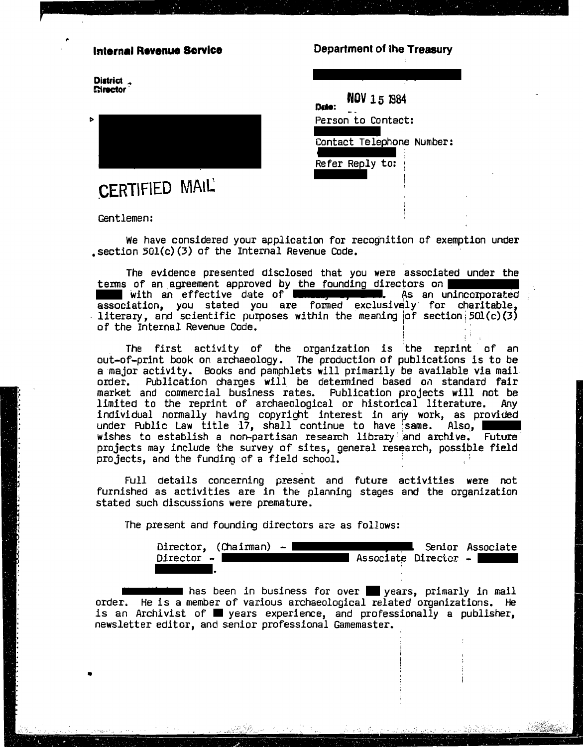**Internal Revenue Service**

**District Director**

**Department of the Treasury**

Date: NOV 15 1984

Person to Contact:

Contact Telephone Number:

Refer Reply to:

CERTIFIED MAIL

Gentlemen:

We have considered your application for recognition of exemption under section 501(c)(3) of the Internal Revenue Code.

The evidence presented disclosed that you were associated under the terms of an agreement approved by the founding directors on with an effective date of . As an unincorporated association, you stated you are formed exclusively for charitable, literary, and scientific purposes within the meaning of section 501(c)(3) of the Internal Revenue Code.

The first activity of the organization is the reprint of an out-of-print book on archaeology. The production of publications is to be a major activity. Books and pamphlets will primarily be available via mail order. Publication charges will be determined based on standard fair market and commercial business rates. Publication projects will not be limited to the reprint of archaeological or historical literature. Any individual normally having copyright interest in any work, as provided under Public Law title 17, shall continue to have same. Also, wishes to establish a non-partisan research library and archive. Future projects may include the survey of sites, general research, possible field projects, and the funding of a field school.

Full details concerning present and future activities were not furnished as activities are in the planning stages and the organization stated such discussions were premature.

The present and founding directors are as follows:

Director, (Chairman) - . Senior Associate Director - Associate Director - .

has been in business for over years, primarily in mail order. He is a member of various archaeological related organizations. He is an Archivist of years experience, and professionally a publisher, newsletter editor, and senior professional Gamemaster.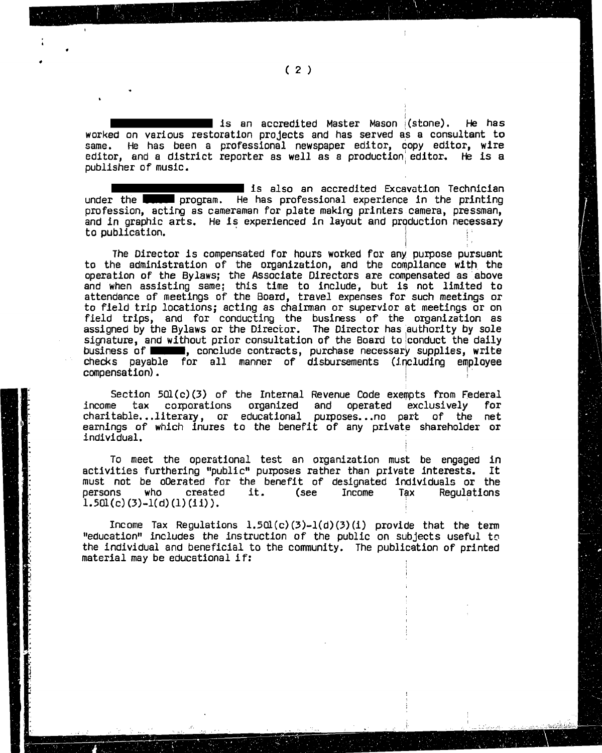█████████████ is an accredited Master Mason (stone). He has worked on various restoration projects and has served as a consultant to same. He has been a professional newspaper editor, copy editor, wire editor, and a district reporter as well as a production editor. He is a publisher of music.

██████████████████ is also an accredited Excavation Technician under the █████ program. He has professional experience in the printing profession, acting as cameraman for plate making printers camera, pressman, and in graphic arts. He is experienced in layout and production necessary to publication.

The Director is compensated for hours worked for any purpose pursuant to the administration of the organization, and the compliance with the operation of the Bylaws; the Associate Directors are compensated as above and when assisting same; this time to include, but is not limited to attendance of meetings of the Board, travel expenses for such meetings or to field trip locations; acting as chairman or supervior at meetings or on field trips, and for conducting the business of the organization as assigned by the Bylaws or the Director. The Director has authority by sole signature, and without prior consultation of the Board to conduct the daily business of █████, conclude contracts, purchase necessary supplies, write checks payable for all manner of disbursements (including employee compensation).

Section 501(c)(3) of the Internal Revenue Code exempts from Federal income tax corporations organized and operated exclusively for charitable...literary, or educational purposes...no part of the net earnings of which inures to the benefit of any private shareholder or individual.

To meet the operational test an organization must be engaged in activities furthering "public" purposes rather than private interests. It must not be oOerated for the benefit of designated individuals or the persons who created it. (see Income Tax Regulations 1.501(c)(3)-1(d)(1)(ii)).

Income Tax Regulations 1.501(c)(3)-1(d)(3)(i) provide that the term "education" includes the instruction of the public on subjects useful to the individual and beneficial to the community. The publication of printed material may be educational if: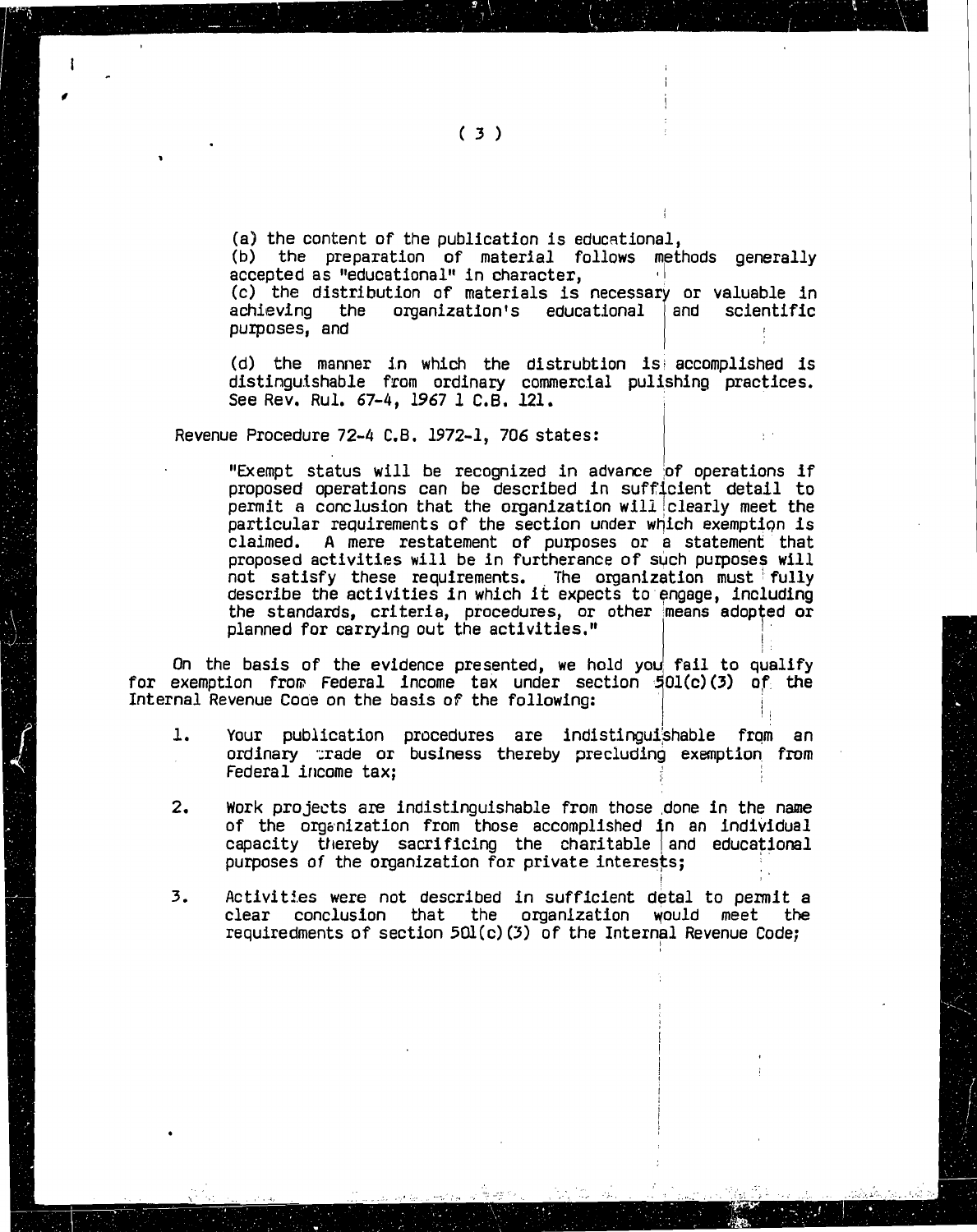(a) the content of the publication is educational,
(b) the preparation of material follows methods generally accepted as "educational" in character,
(c) the distribution of materials is necessary or valuable in achieving the organization's educational and scientific purposes, and

(d) the manner in which the distrubtion is accomplished is distinguishable from ordinary commercial pulishing practices. See Rev. Rul. 67-4, 1967 1 C.B. 121.

Revenue Procedure 72-4 C.B. 1972-1, 706 states:

> "Exempt status will be recognized in advance of operations if proposed operations can be described in sufficient detail to permit a conclusion that the organization will clearly meet the particular requirements of the section under which exemption is claimed. A mere restatement of purposes or a statement that proposed activities will be in furtherance of such purposes will not satisfy these requirements. The organization must fully describe the activities in which it expects to engage, including the standards, criteria, procedures, or other means adopted or planned for carrying out the activities."

On the basis of the evidence presented, we hold you fail to qualify for exemption from Federal income tax under section 501(c)(3) of the Internal Revenue Code on the basis of the following:

1. Your publication procedures are indistinguishable from an ordinary trade or business thereby precluding exemption from Federal income tax;

2. Work projects are indistinguishable from those done in the name of the organization from those accomplished in an individual capacity thereby sacrificing the charitable and educational purposes of the organization for private interests;

3. Activities were not described in sufficient detal to permit a clear conclusion that the organization would meet the requiredments of section 501(c)(3) of the Internal Revenue Code;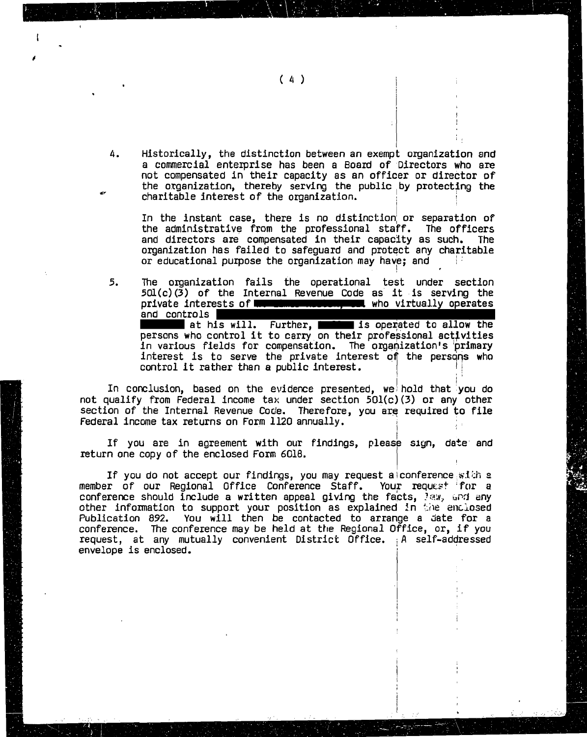4. Historically, the distinction between an exempt organization and a commercial enterprise has been a Board of Directors who are not compensated in their capacity as an officer or director of the organization, thereby serving the public by protecting the charitable interest of the organization.

   In the instant case, there is no distinction or separation of the administrative from the professional staff. The officers and directors are compensated in their capacity as such. The organization has failed to safeguard and protect any charitable or educational purpose the organization may have; and

5. The organization fails the operational test under section 501(c)(3) of the Internal Revenue Code as it is serving the private interests of ████████████ who virtually operates and controls ████████████████████████████████ ██████ at his will. Further, ██████ is operated to allow the persons who control it to carry on their professional activities in various fields for compensation. The organization's primary interest is to serve the private interest of the persons who control it rather than a public interest.

In conclusion, based on the evidence presented, we hold that you do not qualify from Federal income tax under section 501(c)(3) or any other section of the Internal Revenue Code. Therefore, you are required to file Federal income tax returns on Form 1120 annually.

If you are in agreement with our findings, please sign, date and return one copy of the enclosed Form 6018.

If you do not accept our findings, you may request a conference with a member of our Regional Office Conference Staff. Your request for a conference should include a written appeal giving the facts, law, and any other information to support your position as explained in the enclosed Publication 892. You will then be contacted to arrange a date for a conference. The conference may be held at the Regional Office, or, if you request, at any mutually convenient District Office. A self-addressed envelope is enclosed.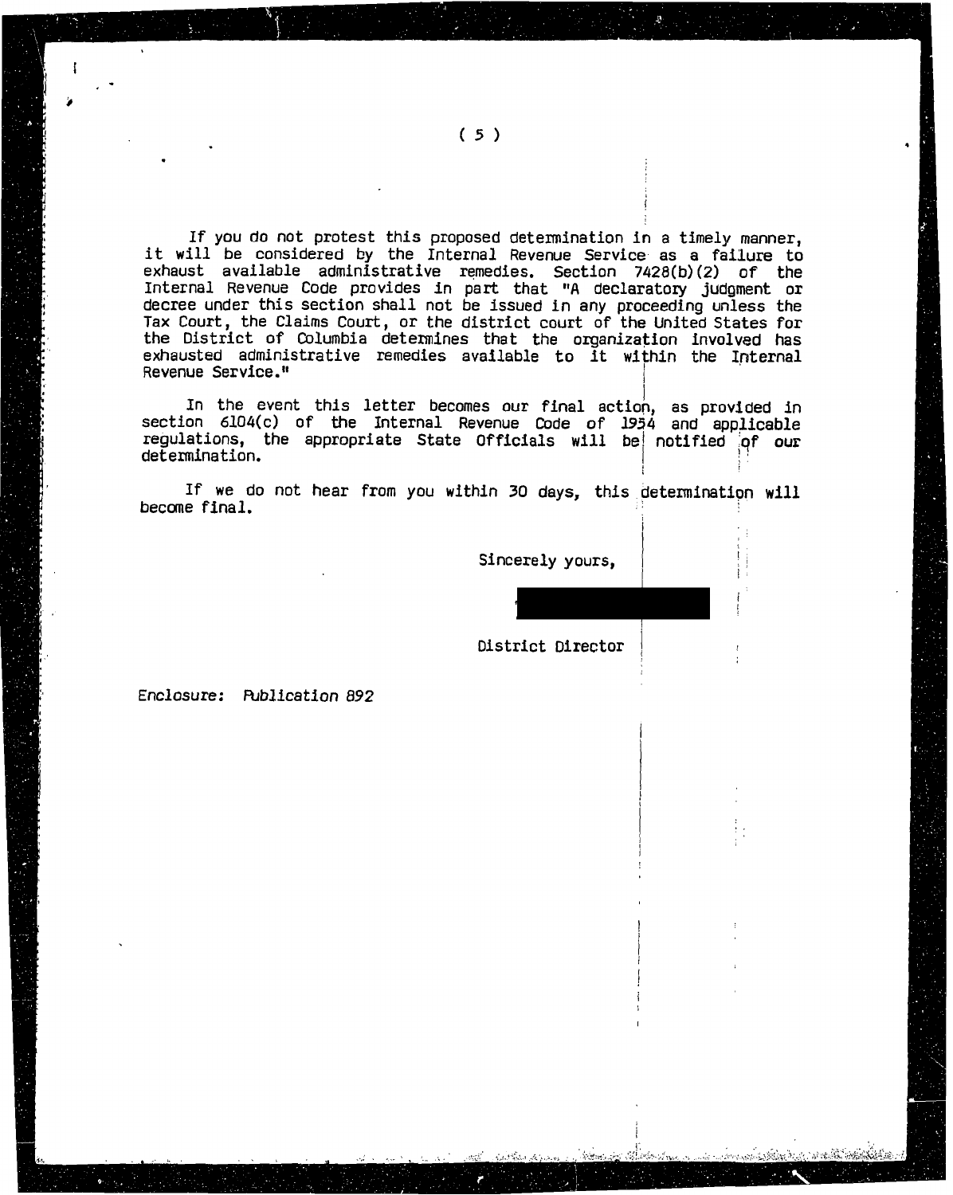If you do not protest this proposed determination in a timely manner, it will be considered by the Internal Revenue Service as a failure to exhaust available administrative remedies. Section 7428(b)(2) of the Internal Revenue Code provides in part that "A declaratory judgment or decree under this section shall not be issued in any proceeding unless the Tax Court, the Claims Court, or the district court of the United States for the District of Columbia determines that the organization involved has exhausted administrative remedies available to it within the Internal Revenue Service."

In the event this letter becomes our final action, as provided in section 6104(c) of the Internal Revenue Code of 1954 and applicable regulations, the appropriate State Officials will be notified of our determination.

If we do not hear from you within 30 days, this determination will become final.

Sincerely yours,

District Director

Enclosure: Publication 892